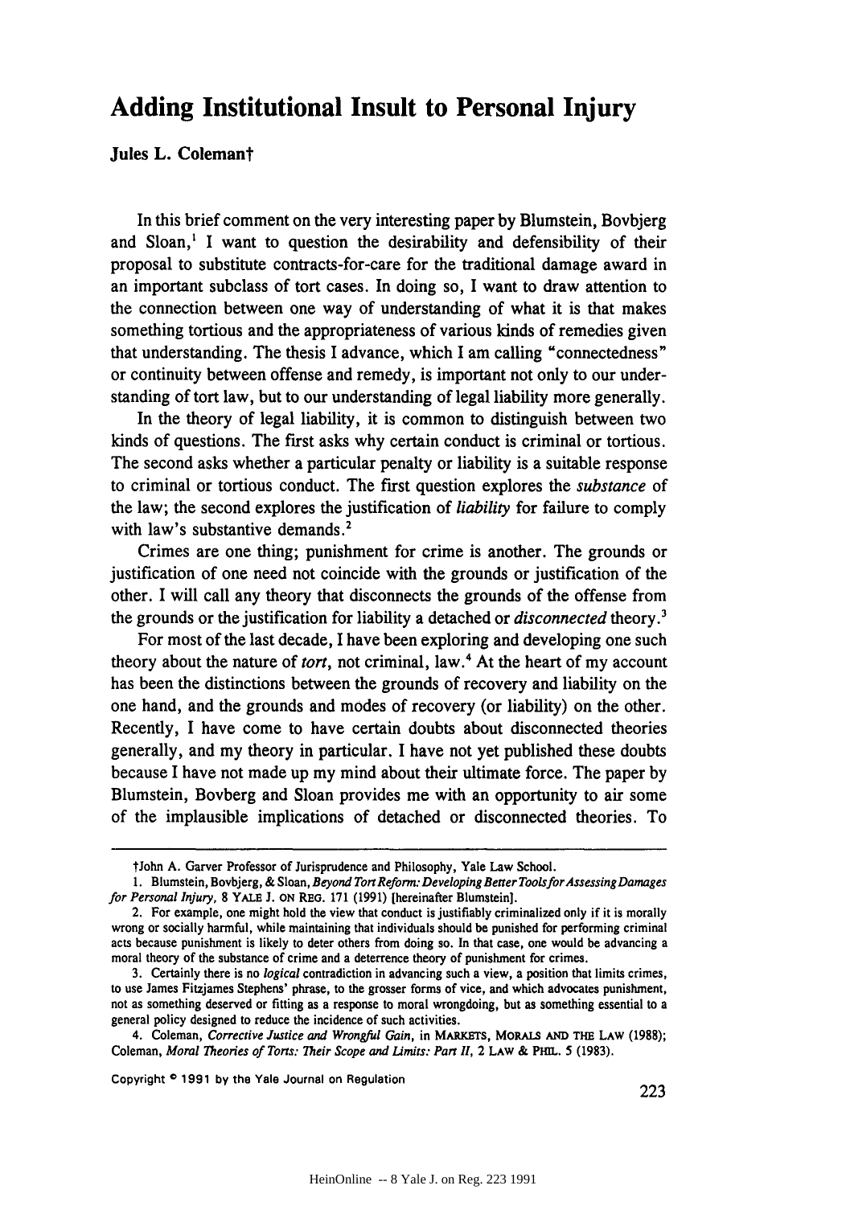# Adding Institutional Insult to Personal Injury

**Jules L. Coleman†**

In this brief comment on the very interesting paper by Blumstein, Bovbjerg and Sloan,[1] I want to question the desirability and defensibility of their proposal to substitute contracts-for-care for the traditional damage award in an important subclass of tort cases. In doing so, I want to draw attention to the connection between one way of understanding of what it is that makes something tortious and the appropriateness of various kinds of remedies given that understanding. The thesis I advance, which I am calling "connectedness" or continuity between offense and remedy, is important not only to our understanding of tort law, but to our understanding of legal liability more generally.

In the theory of legal liability, it is common to distinguish between two kinds of questions. The first asks why certain conduct is criminal or tortious. The second asks whether a particular penalty or liability is a suitable response to criminal or tortious conduct. The first question explores the *substance* of the law; the second explores the justification of *liability* for failure to comply with law's substantive demands.[2]

Crimes are one thing; punishment for crime is another. The grounds or justification of one need not coincide with the grounds or justification of the other. I will call any theory that disconnects the grounds of the offense from the grounds or the justification for liability a detached or *disconnected* theory.[3]

For most of the last decade, I have been exploring and developing one such theory about the nature of *tort*, not criminal, law.[4] At the heart of my account has been the distinctions between the grounds of recovery and liability on the one hand, and the grounds and modes of recovery (or liability) on the other. Recently, I have come to have certain doubts about disconnected theories generally, and my theory in particular. I have not yet published these doubts because I have not made up my mind about their ultimate force. The paper by Blumstein, Bovberg and Sloan provides me with an opportunity to air some of the implausible implications of detached or disconnected theories. To

---

†John A. Garver Professor of Jurisprudence and Philosophy, Yale Law School.

1. Blumstein, Bovbjerg, & Sloan, *Beyond Tort Reform: Developing Better Tools for Assessing Damages for Personal Injury*, 8 YALE J. ON REG. 171 (1991) [hereinafter Blumstein].

2. For example, one might hold the view that conduct is justifiably criminalized only if it is morally wrong or socially harmful, while maintaining that individuals should be punished for performing criminal acts because punishment is likely to deter others from doing so. In that case, one would be advancing a moral theory of the substance of crime and a deterrence theory of punishment for crimes.

3. Certainly there is no *logical* contradiction in advancing such a view, a position that limits crimes, to use James Fitzjames Stephens' phrase, to the grosser forms of vice, and which advocates punishment, not as something deserved or fitting as a response to moral wrongdoing, but as something essential to a general policy designed to reduce the incidence of such activities.

4. Coleman, *Corrective Justice and Wrongful Gain*, in MARKETS, MORALS AND THE LAW (1988); Coleman, *Moral Theories of Torts: Their Scope and Limits: Part II*, 2 LAW & PHIL. 5 (1983).

Copyright © 1991 by the Yale Journal on Regulation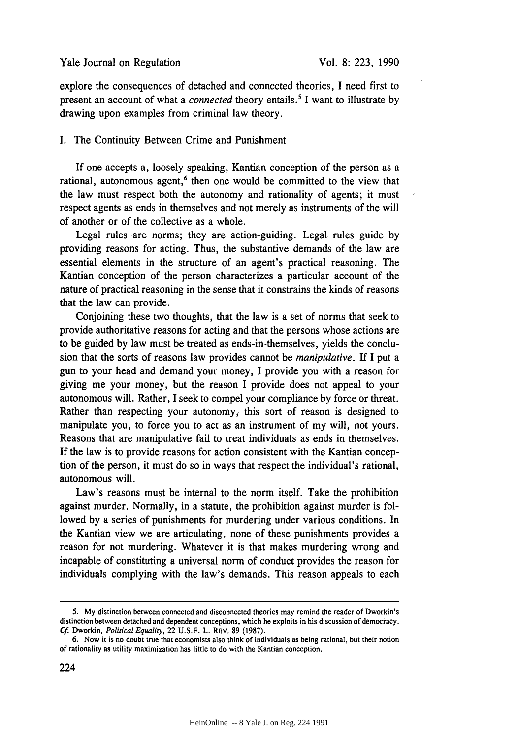explore the consequences of detached and connected theories, I need first to present an account of what a *connected* theory entails.[5] I want to illustrate by drawing upon examples from criminal law theory.

## I. The Continuity Between Crime and Punishment

If one accepts a, loosely speaking, Kantian conception of the person as a rational, autonomous agent,[6] then one would be committed to the view that the law must respect both the autonomy and rationality of agents; it must respect agents as ends in themselves and not merely as instruments of the will of another or of the collective as a whole.

Legal rules are norms; they are action-guiding. Legal rules guide by providing reasons for acting. Thus, the substantive demands of the law are essential elements in the structure of an agent's practical reasoning. The Kantian conception of the person characterizes a particular account of the nature of practical reasoning in the sense that it constrains the kinds of reasons that the law can provide.

Conjoining these two thoughts, that the law is a set of norms that seek to provide authoritative reasons for acting and that the persons whose actions are to be guided by law must be treated as ends-in-themselves, yields the conclusion that the sorts of reasons law provides cannot be *manipulative*. If I put a gun to your head and demand your money, I provide you with a reason for giving me your money, but the reason I provide does not appeal to your autonomous will. Rather, I seek to compel your compliance by force or threat. Rather than respecting your autonomy, this sort of reason is designed to manipulate you, to force you to act as an instrument of my will, not yours. Reasons that are manipulative fail to treat individuals as ends in themselves. If the law is to provide reasons for action consistent with the Kantian conception of the person, it must do so in ways that respect the individual's rational, autonomous will.

Law's reasons must be internal to the norm itself. Take the prohibition against murder. Normally, in a statute, the prohibition against murder is followed by a series of punishments for murdering under various conditions. In the Kantian view we are articulating, none of these punishments provides a reason for not murdering. Whatever it is that makes murdering wrong and incapable of constituting a universal norm of conduct provides the reason for individuals complying with the law's demands. This reason appeals to each

---

5. My distinction between connected and disconnected theories may remind the reader of Dworkin's distinction between detached and dependent conceptions, which he exploits in his discussion of democracy. *Cf.* Dworkin, *Political Equality*, 22 U.S.F. L. REV. 89 (1987).

6. Now it is no doubt true that economists also think of individuals as being rational, but their notion of rationality as utility maximization has little to do with the Kantian conception.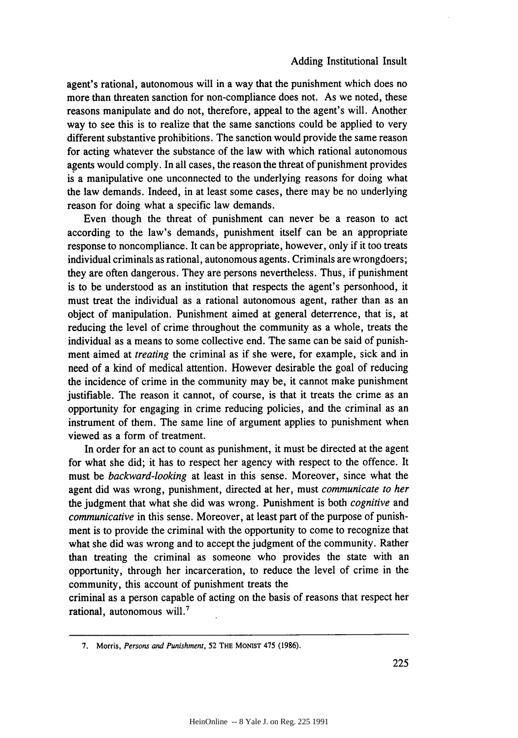agent's rational, autonomous will in a way that the punishment which does no more than threaten sanction for non-compliance does not. As we noted, these reasons manipulate and do not, therefore, appeal to the agent's will. Another way to see this is to realize that the same sanctions could be applied to very different substantive prohibitions. The sanction would provide the same reason for acting whatever the substance of the law with which rational autonomous agents would comply. In all cases, the reason the threat of punishment provides is a manipulative one unconnected to the underlying reasons for doing what the law demands. Indeed, in at least some cases, there may be no underlying reason for doing what a specific law demands.

Even though the threat of punishment can never be a reason to act according to the law's demands, punishment itself can be an appropriate response to noncompliance. It can be appropriate, however, only if it too treats individual criminals as rational, autonomous agents. Criminals are wrongdoers; they are often dangerous. They are persons nevertheless. Thus, if punishment is to be understood as an institution that respects the agent's personhood, it must treat the individual as a rational autonomous agent, rather than as an object of manipulation. Punishment aimed at general deterrence, that is, at reducing the level of crime throughout the community as a whole, treats the individual as a means to some collective end. The same can be said of punishment aimed at *treating* the criminal as if she were, for example, sick and in need of a kind of medical attention. However desirable the goal of reducing the incidence of crime in the community may be, it cannot make punishment justifiable. The reason it cannot, of course, is that it treats the crime as an opportunity for engaging in crime reducing policies, and the criminal as an instrument of them. The same line of argument applies to punishment when viewed as a form of treatment.

In order for an act to count as punishment, it must be directed at the agent for what she did; it has to respect her agency with respect to the offence. It must be *backward-looking* at least in this sense. Moreover, since what the agent did was wrong, punishment, directed at her, must *communicate to her* the judgment that what she did was wrong. Punishment is both *cognitive* and *communicative* in this sense. Moreover, at least part of the purpose of punishment is to provide the criminal with the opportunity to come to recognize that what she did was wrong and to accept the judgment of the community. Rather than treating the criminal as someone who provides the state with an opportunity, through her incarceration, to reduce the level of crime in the community, this account of punishment treats the criminal as a person capable of acting on the basis of reasons that respect her rational, autonomous will.[7]

---

7. Morris, *Persons and Punishment*, 52 THE MONIST 475 (1986).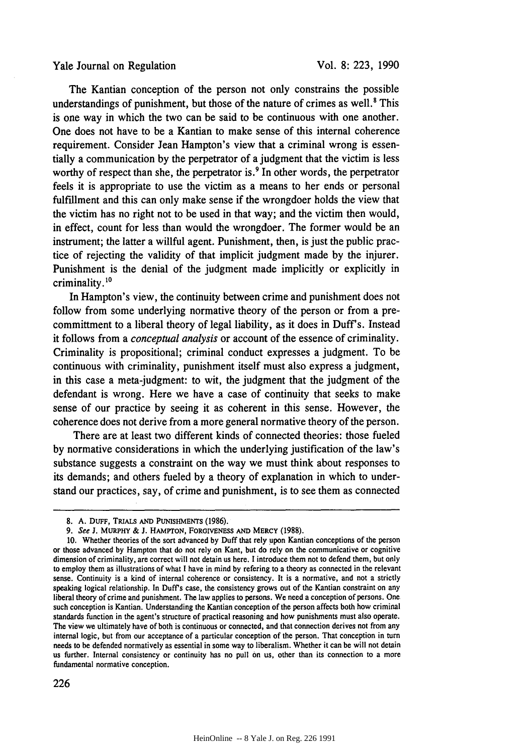The Kantian conception of the person not only constrains the possible understandings of punishment, but those of the nature of crimes as well.[8] This is one way in which the two can be said to be continuous with one another. One does not have to be a Kantian to make sense of this internal coherence requirement. Consider Jean Hampton's view that a criminal wrong is essentially a communication by the perpetrator of a judgment that the victim is less worthy of respect than she, the perpetrator is.[9] In other words, the perpetrator feels it is appropriate to use the victim as a means to her ends or personal fulfillment and this can only make sense if the wrongdoer holds the view that the victim has no right not to be used in that way; and the victim then would, in effect, count for less than would the wrongdoer. The former would be an instrument; the latter a willful agent. Punishment, then, is just the public practice of rejecting the validity of that implicit judgment made by the injurer. Punishment is the denial of the judgment made implicitly or explicitly in criminality.[10]

In Hampton's view, the continuity between crime and punishment does not follow from some underlying normative theory of the person or from a precommittment to a liberal theory of legal liability, as it does in Duff's. Instead it follows from a *conceptual analysis* or account of the essence of criminality. Criminality is propositional; criminal conduct expresses a judgment. To be continuous with criminality, punishment itself must also express a judgment, in this case a meta-judgment: to wit, the judgment that the judgment of the defendant is wrong. Here we have a case of continuity that seeks to make sense of our practice by seeing it as coherent in this sense. However, the coherence does not derive from a more general normative theory of the person.

There are at least two different kinds of connected theories: those fueled by normative considerations in which the underlying justification of the law's substance suggests a constraint on the way we must think about responses to its demands; and others fueled by a theory of explanation in which to understand our practices, say, of crime and punishment, is to see them as connected

---

8. A. DUFF, TRIALS AND PUNISHMENTS (1986).

9. *See* J. MURPHY & J. HAMPTON, FORGIVENESS AND MERCY (1988).

10. Whether theories of the sort advanced by Duff that rely upon Kantian conceptions of the person or those advanced by Hampton that do not rely on Kant, but do rely on the communicative or cognitive dimension of criminality, are correct will not detain us here. I introduce them not to defend them, but only to employ them as illustrations of what I have in mind by refering to a theory as connected in the relevant sense. Continuity is a kind of internal coherence or consistency. It is a normative, and not a strictly speaking logical relationship. In Duff's case, the consistency grows out of the Kantian constraint on any liberal theory of crime and punishment. The law applies to persons. We need a conception of persons. One such conception is Kantian. Understanding the Kantian conception of the person affects both how criminal standards function in the agent's structure of practical reasoning and how punishments must also operate. The view we ultimately have of both is continuous or connected, and that connection derives not from any internal logic, but from our acceptance of a particular conception of the person. That conception in turn needs to be defended normatively as essential in some way to liberalism. Whether it can be will not detain us further. Internal consistency or continuity has no pull on us, other than its connection to a more fundamental normative conception.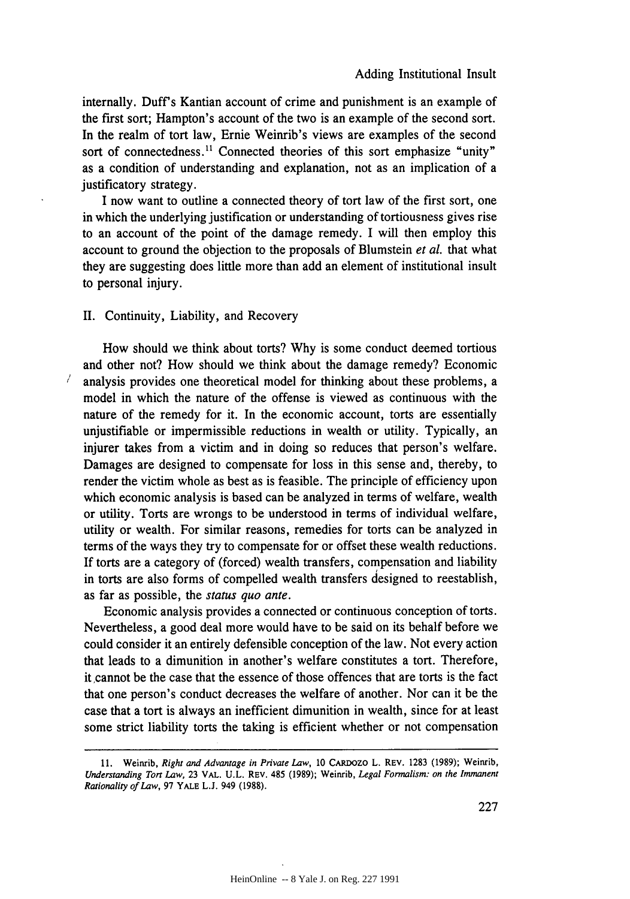internally. Duff's Kantian account of crime and punishment is an example of the first sort; Hampton's account of the two is an example of the second sort. In the realm of tort law, Ernie Weinrib's views are examples of the second sort of connectedness.[11] Connected theories of this sort emphasize "unity" as a condition of understanding and explanation, not as an implication of a justificatory strategy.

I now want to outline a connected theory of tort law of the first sort, one in which the underlying justification or understanding of tortiousness gives rise to an account of the point of the damage remedy. I will then employ this account to ground the objection to the proposals of Blumstein *et al.* that what they are suggesting does little more than add an element of institutional insult to personal injury.

## II. Continuity, Liability, and Recovery

How should we think about torts? Why is some conduct deemed tortious and other not? How should we think about the damage remedy? Economic analysis provides one theoretical model for thinking about these problems, a model in which the nature of the offense is viewed as continuous with the nature of the remedy for it. In the economic account, torts are essentially unjustifiable or impermissible reductions in wealth or utility. Typically, an injurer takes from a victim and in doing so reduces that person's welfare. Damages are designed to compensate for loss in this sense and, thereby, to render the victim whole as best as is feasible. The principle of efficiency upon which economic analysis is based can be analyzed in terms of welfare, wealth or utility. Torts are wrongs to be understood in terms of individual welfare, utility or wealth. For similar reasons, remedies for torts can be analyzed in terms of the ways they try to compensate for or offset these wealth reductions. If torts are a category of (forced) wealth transfers, compensation and liability in torts are also forms of compelled wealth transfers designed to reestablish, as far as possible, the *status quo ante*.

Economic analysis provides a connected or continuous conception of torts. Nevertheless, a good deal more would have to be said on its behalf before we could consider it an entirely defensible conception of the law. Not every action that leads to a dimunition in another's welfare constitutes a tort. Therefore, it cannot be the case that the essence of those offences that are torts is the fact that one person's conduct decreases the welfare of another. Nor can it be the case that a tort is always an inefficient dimunition in wealth, since for at least some strict liability torts the taking is efficient whether or not compensation

---

11. Weinrib, *Right and Advantage in Private Law*, 10 CARDOZO L. REV. 1283 (1989); Weinrib, *Understanding Tort Law*, 23 VAL. U.L. REV. 485 (1989); Weinrib, *Legal Formalism: on the Immanent Rationality of Law*, 97 YALE L.J. 949 (1988).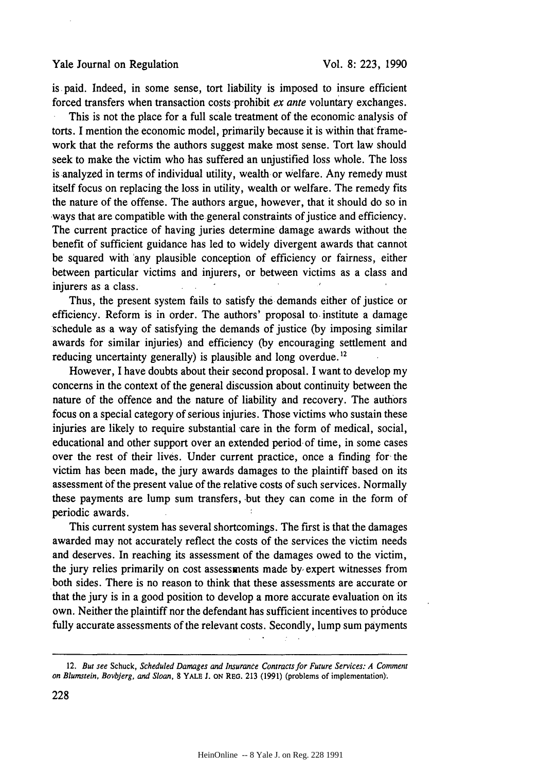is paid. Indeed, in some sense, tort liability is imposed to insure efficient forced transfers when transaction costs prohibit *ex ante* voluntary exchanges.

This is not the place for a full scale treatment of the economic analysis of torts. I mention the economic model, primarily because it is within that framework that the reforms the authors suggest make most sense. Tort law should seek to make the victim who has suffered an unjustified loss whole. The loss is analyzed in terms of individual utility, wealth or welfare. Any remedy must itself focus on replacing the loss in utility, wealth or welfare. The remedy fits the nature of the offense. The authors argue, however, that it should do so in ways that are compatible with the general constraints of justice and efficiency. The current practice of having juries determine damage awards without the benefit of sufficient guidance has led to widely divergent awards that cannot be squared with any plausible conception of efficiency or fairness, either between particular victims and injurers, or between victims as a class and injurers as a class.

Thus, the present system fails to satisfy the demands either of justice or efficiency. Reform is in order. The authors' proposal to institute a damage schedule as a way of satisfying the demands of justice (by imposing similar awards for similar injuries) and efficiency (by encouraging settlement and reducing uncertainty generally) is plausible and long overdue.[12]

However, I have doubts about their second proposal. I want to develop my concerns in the context of the general discussion about continuity between the nature of the offence and the nature of liability and recovery. The authors focus on a special category of serious injuries. Those victims who sustain these injuries are likely to require substantial care in the form of medical, social, educational and other support over an extended period of time, in some cases over the rest of their lives. Under current practice, once a finding for the victim has been made, the jury awards damages to the plaintiff based on its assessment of the present value of the relative costs of such services. Normally these payments are lump sum transfers, but they can come in the form of periodic awards.

This current system has several shortcomings. The first is that the damages awarded may not accurately reflect the costs of the services the victim needs and deserves. In reaching its assessment of the damages owed to the victim, the jury relies primarily on cost assessments made by expert witnesses from both sides. There is no reason to think that these assessments are accurate or that the jury is in a good position to develop a more accurate evaluation on its own. Neither the plaintiff nor the defendant has sufficient incentives to produce fully accurate assessments of the relevant costs. Secondly, lump sum payments

---

12. *But see* Schuck, *Scheduled Damages and Insurance Contracts for Future Services: A Comment on Blumstein, Bovbjerg, and Sloan*, 8 YALE J. ON REG. 213 (1991) (problems of implementation).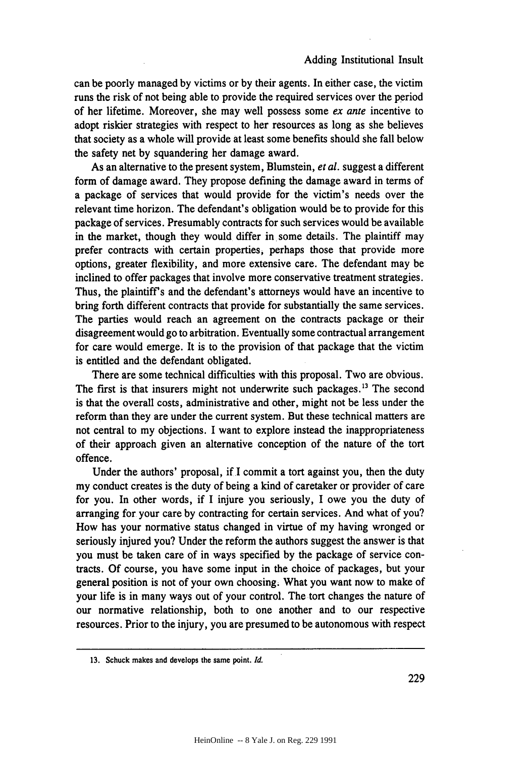can be poorly managed by victims or by their agents. In either case, the victim runs the risk of not being able to provide the required services over the period of her lifetime. Moreover, she may well possess some *ex ante* incentive to adopt riskier strategies with respect to her resources as long as she believes that society as a whole will provide at least some benefits should she fall below the safety net by squandering her damage award.

As an alternative to the present system, Blumstein, *et al.* suggest a different form of damage award. They propose defining the damage award in terms of a package of services that would provide for the victim's needs over the relevant time horizon. The defendant's obligation would be to provide for this package of services. Presumably contracts for such services would be available in the market, though they would differ in some details. The plaintiff may prefer contracts with certain properties, perhaps those that provide more options, greater flexibility, and more extensive care. The defendant may be inclined to offer packages that involve more conservative treatment strategies. Thus, the plaintiff's and the defendant's attorneys would have an incentive to bring forth different contracts that provide for substantially the same services. The parties would reach an agreement on the contracts package or their disagreement would go to arbitration. Eventually some contractual arrangement for care would emerge. It is to the provision of that package that the victim is entitled and the defendant obligated.

There are some technical difficulties with this proposal. Two are obvious. The first is that insurers might not underwrite such packages.[13] The second is that the overall costs, administrative and other, might not be less under the reform than they are under the current system. But these technical matters are not central to my objections. I want to explore instead the inappropriateness of their approach given an alternative conception of the nature of the tort offence.

Under the authors' proposal, if I commit a tort against you, then the duty my conduct creates is the duty of being a kind of caretaker or provider of care for you. In other words, if I injure you seriously, I owe you the duty of arranging for your care by contracting for certain services. And what of you? How has your normative status changed in virtue of my having wronged or seriously injured you? Under the reform the authors suggest the answer is that you must be taken care of in ways specified by the package of service contracts. Of course, you have some input in the choice of packages, but your general position is not of your own choosing. What you want now to make of your life is in many ways out of your control. The tort changes the nature of our normative relationship, both to one another and to our respective resources. Prior to the injury, you are presumed to be autonomous with respect

13. Schuck makes and develops the same point. *Id.*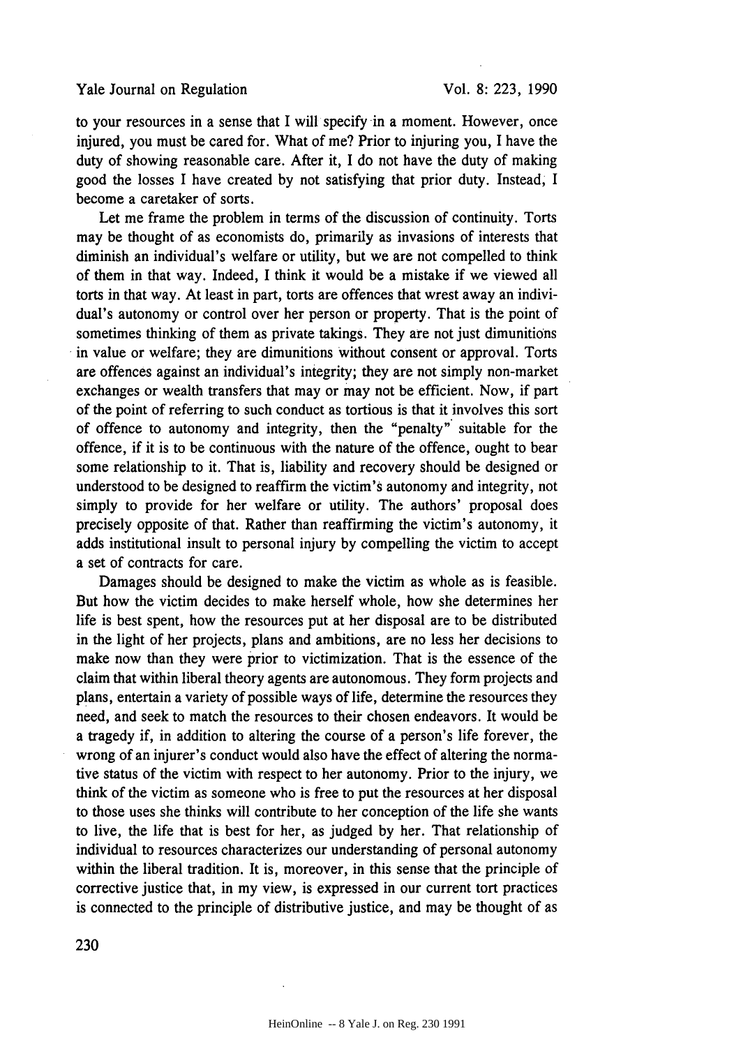to your resources in a sense that I will specify in a moment. However, once injured, you must be cared for. What of me? Prior to injuring you, I have the duty of showing reasonable care. After it, I do not have the duty of making good the losses I have created by not satisfying that prior duty. Instead, I become a caretaker of sorts.

Let me frame the problem in terms of the discussion of continuity. Torts may be thought of as economists do, primarily as invasions of interests that diminish an individual's welfare or utility, but we are not compelled to think of them in that way. Indeed, I think it would be a mistake if we viewed all torts in that way. At least in part, torts are offences that wrest away an individual's autonomy or control over her person or property. That is the point of sometimes thinking of them as private takings. They are not just dimunitions in value or welfare; they are dimunitions without consent or approval. Torts are offences against an individual's integrity; they are not simply non-market exchanges or wealth transfers that may or may not be efficient. Now, if part of the point of referring to such conduct as tortious is that it involves this sort of offence to autonomy and integrity, then the "penalty" suitable for the offence, if it is to be continuous with the nature of the offence, ought to bear some relationship to it. That is, liability and recovery should be designed or understood to be designed to reaffirm the victim's autonomy and integrity, not simply to provide for her welfare or utility. The authors' proposal does precisely opposite of that. Rather than reaffirming the victim's autonomy, it adds institutional insult to personal injury by compelling the victim to accept a set of contracts for care.

Damages should be designed to make the victim as whole as is feasible. But how the victim decides to make herself whole, how she determines her life is best spent, how the resources put at her disposal are to be distributed in the light of her projects, plans and ambitions, are no less her decisions to make now than they were prior to victimization. That is the essence of the claim that within liberal theory agents are autonomous. They form projects and plans, entertain a variety of possible ways of life, determine the resources they need, and seek to match the resources to their chosen endeavors. It would be a tragedy if, in addition to altering the course of a person's life forever, the wrong of an injurer's conduct would also have the effect of altering the normative status of the victim with respect to her autonomy. Prior to the injury, we think of the victim as someone who is free to put the resources at her disposal to those uses she thinks will contribute to her conception of the life she wants to live, the life that is best for her, as judged by her. That relationship of individual to resources characterizes our understanding of personal autonomy within the liberal tradition. It is, moreover, in this sense that the principle of corrective justice that, in my view, is expressed in our current tort practices is connected to the principle of distributive justice, and may be thought of as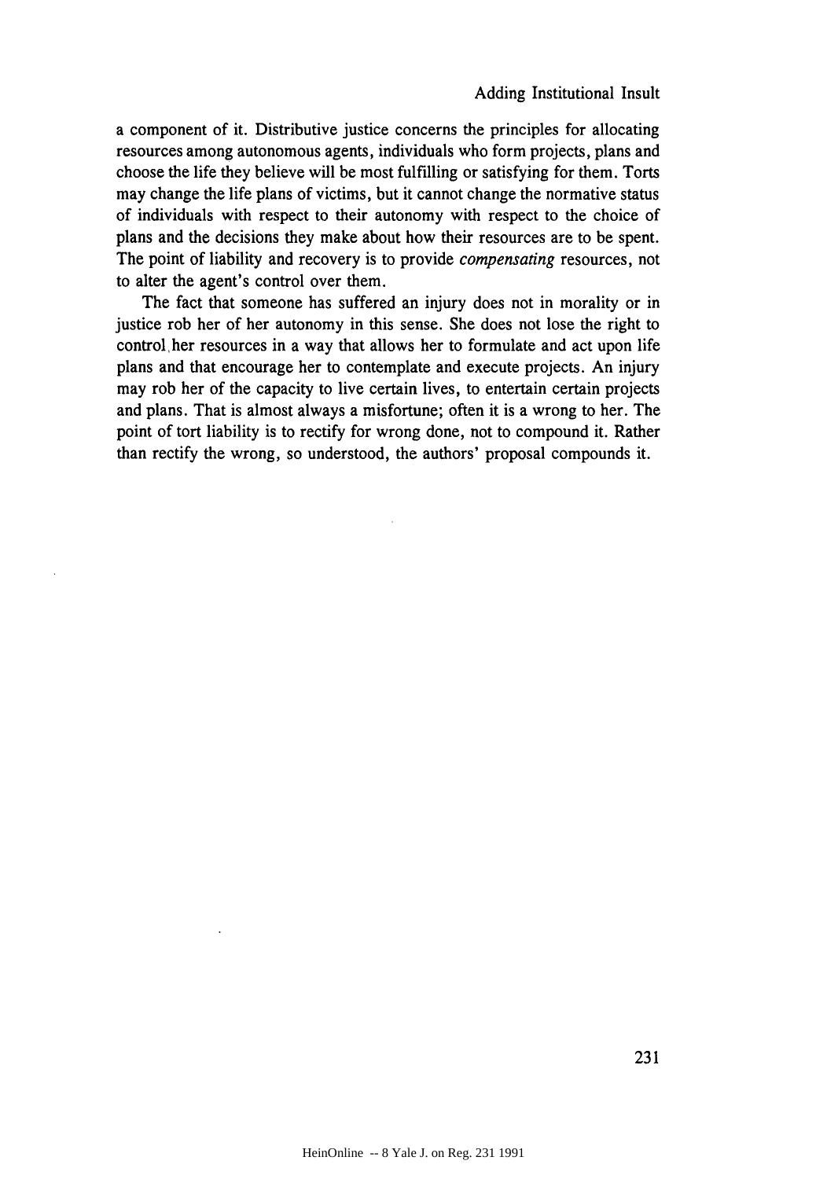a component of it. Distributive justice concerns the principles for allocating resources among autonomous agents, individuals who form projects, plans and choose the life they believe will be most fulfilling or satisfying for them. Torts may change the life plans of victims, but it cannot change the normative status of individuals with respect to their autonomy with respect to the choice of plans and the decisions they make about how their resources are to be spent. The point of liability and recovery is to provide *compensating* resources, not to alter the agent's control over them.

The fact that someone has suffered an injury does not in morality or in justice rob her of her autonomy in this sense. She does not lose the right to control her resources in a way that allows her to formulate and act upon life plans and that encourage her to contemplate and execute projects. An injury may rob her of the capacity to live certain lives, to entertain certain projects and plans. That is almost always a misfortune; often it is a wrong to her. The point of tort liability is to rectify for wrong done, not to compound it. Rather than rectify the wrong, so understood, the authors' proposal compounds it.